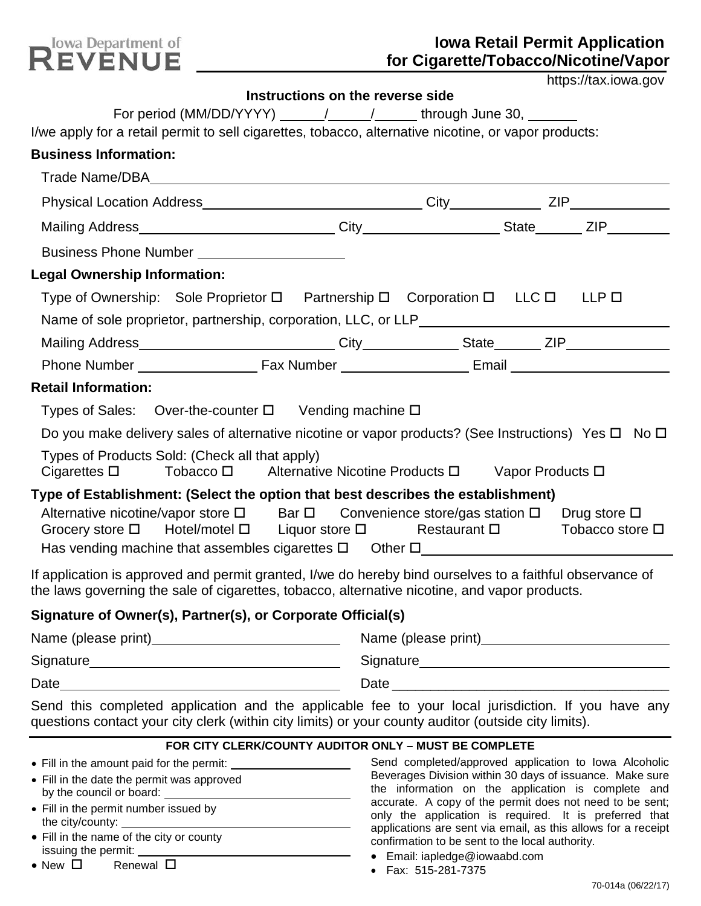Iowa Department of REVENUE

# Iowa Retail Permit Application for Cigarette/Tobacco/Nicotine/Vapor

https://tax.iowa.gov

**Instructions on the reverse side**

For period (MM/DD/YYYY) ______/______/______ through June 30, ______

I/we apply for a retail permit to sell cigarettes, tobacco, alternative nicotine, or vapor products:

**Business Information:**

Trade Name/DBA ____________________

Physical Location Address ____________________ City ____________ ZIP ____________

Mailing Address ____________________ City ____________ State ______ ZIP ________

Business Phone Number ____________________

**Legal Ownership Information:**

Type of Ownership: Sole Proprietor ☐ Partnership ☐ Corporation ☐ LLC ☐ LLP ☐

Name of sole proprietor, partnership, corporation, LLC, or LLP ____________________

Mailing Address ____________________ City ____________ State ______ ZIP ____________

Phone Number ______________ Fax Number ______________ Email ____________________

**Retail Information:**

Types of Sales: Over-the-counter ☐ Vending machine ☐

Do you make delivery sales of alternative nicotine or vapor products? (See Instructions) Yes ☐ No ☐

Types of Products Sold: (Check all that apply)
Cigarettes ☐ Tobacco ☐ Alternative Nicotine Products ☐ Vapor Products ☐

**Type of Establishment: (Select the option that best describes the establishment)**

Alternative nicotine/vapor store ☐ Bar ☐ Convenience store/gas station ☐ Drug store ☐
Grocery store ☐ Hotel/motel ☐ Liquor store ☐ Restaurant ☐ Tobacco store ☐
Has vending machine that assembles cigarettes ☐ Other ☐ ____________________

If application is approved and permit granted, I/we do hereby bind ourselves to a faithful observance of the laws governing the sale of cigarettes, tobacco, alternative nicotine, and vapor products.

**Signature of Owner(s), Partner(s), or Corporate Official(s)**

Name (please print) ____________________ Name (please print) ____________________

Signature ____________________ Signature ____________________

Date ____________________ Date ____________________

Send this completed application and the applicable fee to your local jurisdiction. If you have any questions contact your city clerk (within city limits) or your county auditor (outside city limits).

**FOR CITY CLERK/COUNTY AUDITOR ONLY – MUST BE COMPLETE**

- Fill in the amount paid for the permit: ____________________
- Fill in the date the permit was approved by the council or board: ____________________
- Fill in the permit number issued by the city/county: ____________________
- Fill in the name of the city or county issuing the permit: ____________________
- New ☐ Renewal ☐

Send completed/approved application to Iowa Alcoholic Beverages Division within 30 days of issuance. Make sure the information on the application is complete and accurate. A copy of the permit does not need to be sent; only the application is required. It is preferred that applications are sent via email, as this allows for a receipt confirmation to be sent to the local authority.

- Email: iapledge@iowaabd.com
- Fax: 515-281-7375

70-014a (06/22/17)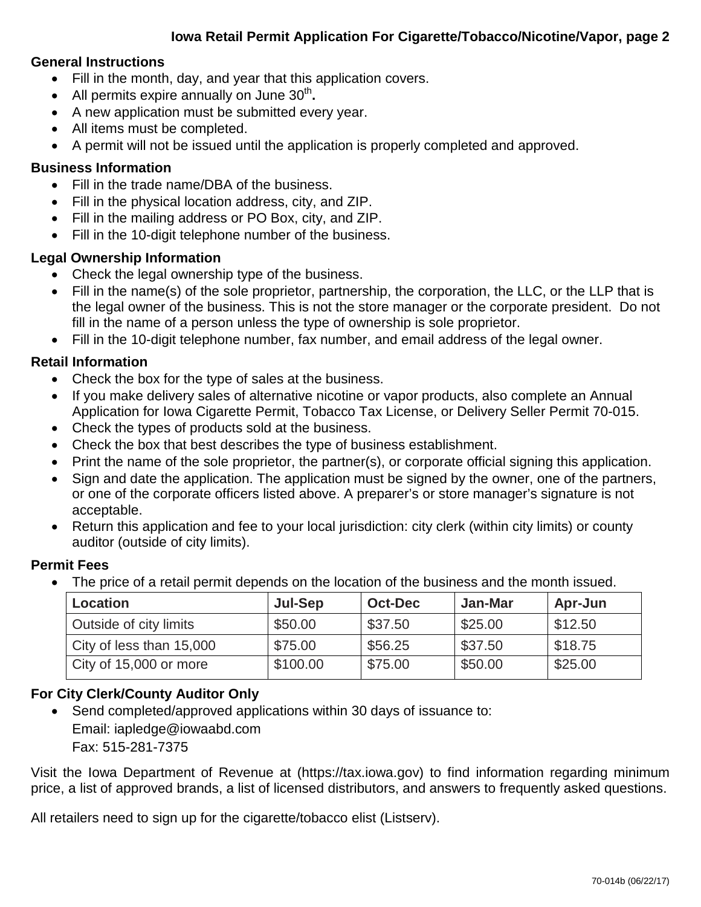## Iowa Retail Permit Application For Cigarette/Tobacco/Nicotine/Vapor, page 2

### General Instructions

- Fill in the month, day, and year that this application covers.
- All permits expire annually on June 30th**.**
- A new application must be submitted every year.
- All items must be completed.
- A permit will not be issued until the application is properly completed and approved.

### Business Information

- Fill in the trade name/DBA of the business.
- Fill in the physical location address, city, and ZIP.
- Fill in the mailing address or PO Box, city, and ZIP.
- Fill in the 10-digit telephone number of the business.

### Legal Ownership Information

- Check the legal ownership type of the business.
- Fill in the name(s) of the sole proprietor, partnership, the corporation, the LLC, or the LLP that is the legal owner of the business. This is not the store manager or the corporate president. Do not fill in the name of a person unless the type of ownership is sole proprietor.
- Fill in the 10-digit telephone number, fax number, and email address of the legal owner.

### Retail Information

- Check the box for the type of sales at the business.
- If you make delivery sales of alternative nicotine or vapor products, also complete an Annual Application for Iowa Cigarette Permit, Tobacco Tax License, or Delivery Seller Permit 70-015.
- Check the types of products sold at the business.
- Check the box that best describes the type of business establishment.
- Print the name of the sole proprietor, the partner(s), or corporate official signing this application.
- Sign and date the application. The application must be signed by the owner, one of the partners, or one of the corporate officers listed above. A preparer's or store manager's signature is not acceptable.
- Return this application and fee to your local jurisdiction: city clerk (within city limits) or county auditor (outside of city limits).

### Permit Fees

- The price of a retail permit depends on the location of the business and the month issued.

| Location | Jul-Sep | Oct-Dec | Jan-Mar | Apr-Jun |
|---|---|---|---|---|
| Outside of city limits | $50.00 | $37.50 | $25.00 | $12.50 |
| City of less than 15,000 | $75.00 | $56.25 | $37.50 | $18.75 |
| City of 15,000 or more | $100.00 | $75.00 | $50.00 | $25.00 |

### For City Clerk/County Auditor Only

- Send completed/approved applications within 30 days of issuance to:
  Email: iapledge@iowaabd.com
  Fax: 515-281-7375

Visit the Iowa Department of Revenue at (https://tax.iowa.gov) to find information regarding minimum price, a list of approved brands, a list of licensed distributors, and answers to frequently asked questions.

All retailers need to sign up for the cigarette/tobacco elist (Listserv).

70-014b (06/22/17)